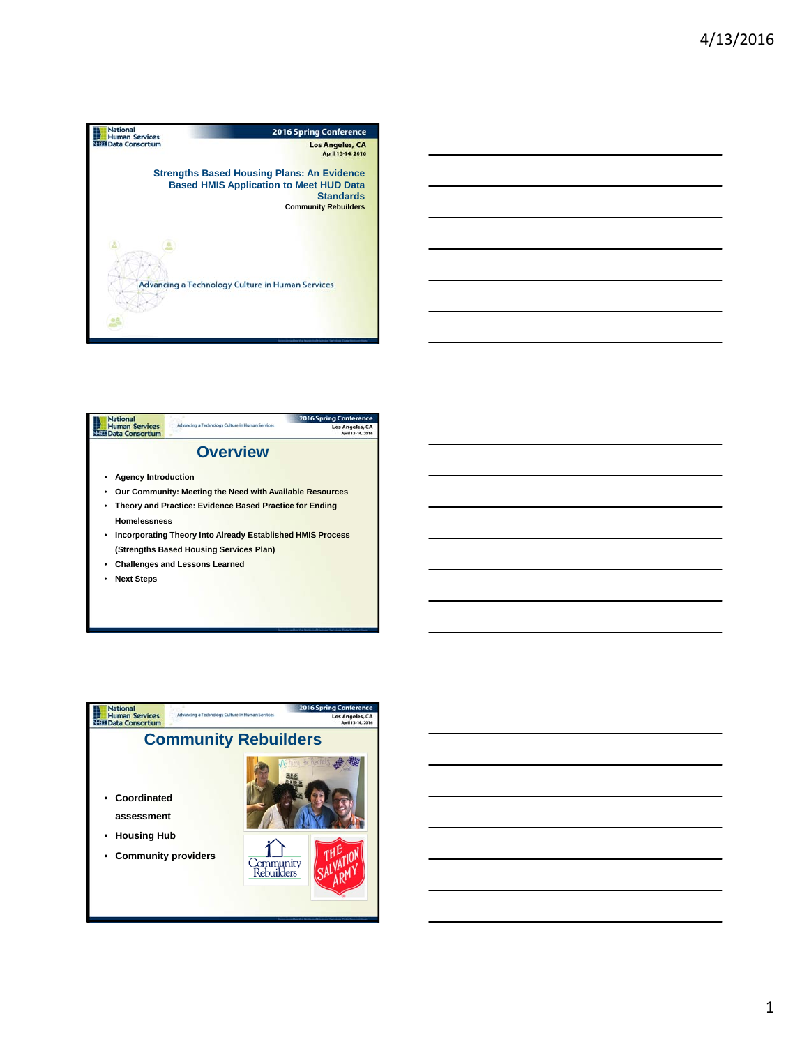## Strengths Based Housing Plans: An Evidence Based HMIS Application to Meet HUD Data Standards

**Community Rebuilders**

Advancing a Technology Culture in Human Services

National Human Services Data Consortium
2016 Spring Conference
Los Angeles, CA
April 13-14, 2016

## Overview

- Agency Introduction
- Our Community: Meeting the Need with Available Resources
- Theory and Practice: Evidence Based Practice for Ending Homelessness
- Incorporating Theory Into Already Established HMIS Process (Strengths Based Housing Services Plan)
- Challenges and Lessons Learned
- Next Steps

## Community Rebuilders

- Coordinated assessment
- Housing Hub
- Community providers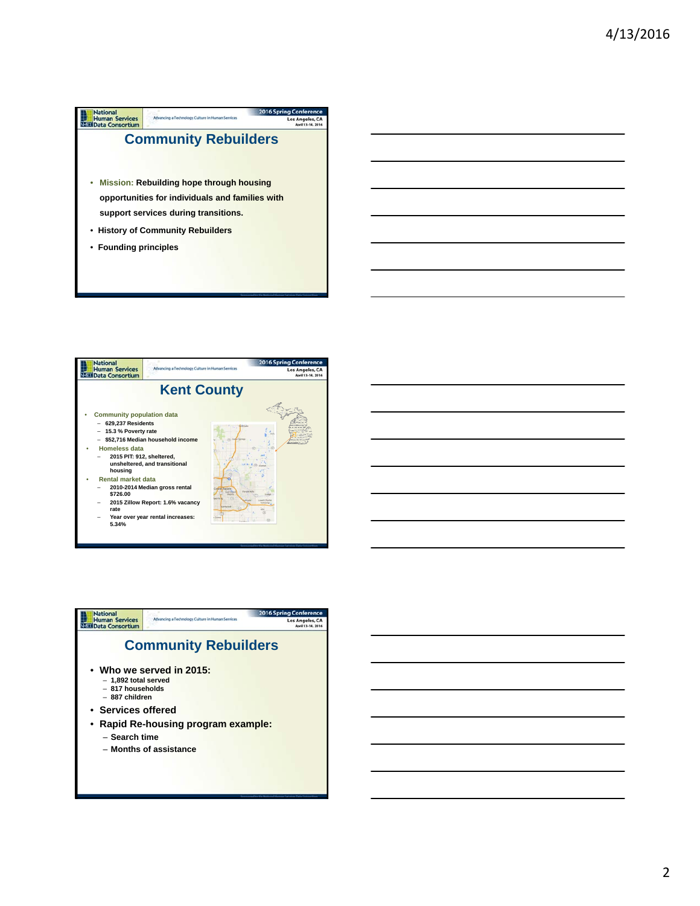## Community Rebuilders

- Mission: Rebuilding hope through housing opportunities for individuals and families with support services during transitions.
- History of Community Rebuilders
- Founding principles

## Kent County

- Community population data
  - 629,237 Residents
  - 15.3 % Poverty rate
  - $52,716 Median household income
- Homeless data
  - 2015 PIT: 912, sheltered, unsheltered, and transitional housing
- Rental market data
  - 2010-2014 Median gross rental $726.00
  - 2015 Zillow Report: 1.6% vacancy rate
  - Year over year rental increases: 5.34%

## Community Rebuilders

- Who we served in 2015:
  - 1,892 total served
  - 817 households
  - 887 children
- Services offered
- Rapid Re-housing program example:
  - Search time
  - Months of assistance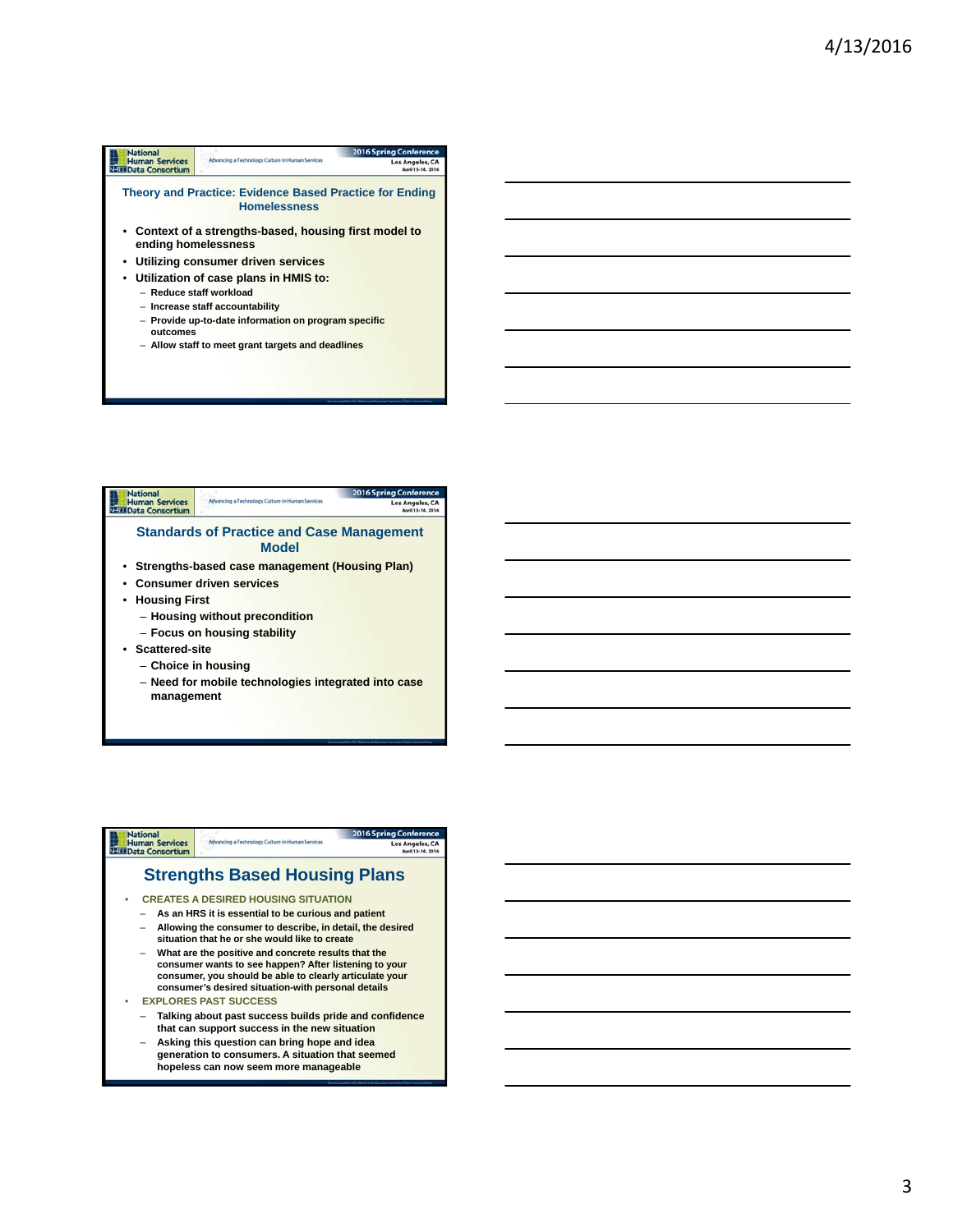## Theory and Practice: Evidence Based Practice for Ending Homelessness

- Context of a strengths-based, housing first model to ending homelessness
- Utilizing consumer driven services
- Utilization of case plans in HMIS to:
  - Reduce staff workload
  - Increase staff accountability
  - Provide up-to-date information on program specific outcomes
  - Allow staff to meet grant targets and deadlines

## Standards of Practice and Case Management Model

- Strengths-based case management (Housing Plan)
- Consumer driven services
- Housing First
  - Housing without precondition
  - Focus on housing stability
- Scattered-site
  - Choice in housing
  - Need for mobile technologies integrated into case management

## Strengths Based Housing Plans

- CREATES A DESIRED HOUSING SITUATION
  - As an HRS it is essential to be curious and patient
  - Allowing the consumer to describe, in detail, the desired situation that he or she would like to create
  - What are the positive and concrete results that the consumer wants to see happen? After listening to your consumer, you should be able to clearly articulate your consumer's desired situation-with personal details
- EXPLORES PAST SUCCESS
  - Talking about past success builds pride and confidence that can support success in the new situation
  - Asking this question can bring hope and idea generation to consumers. A situation that seemed hopeless can now seem more manageable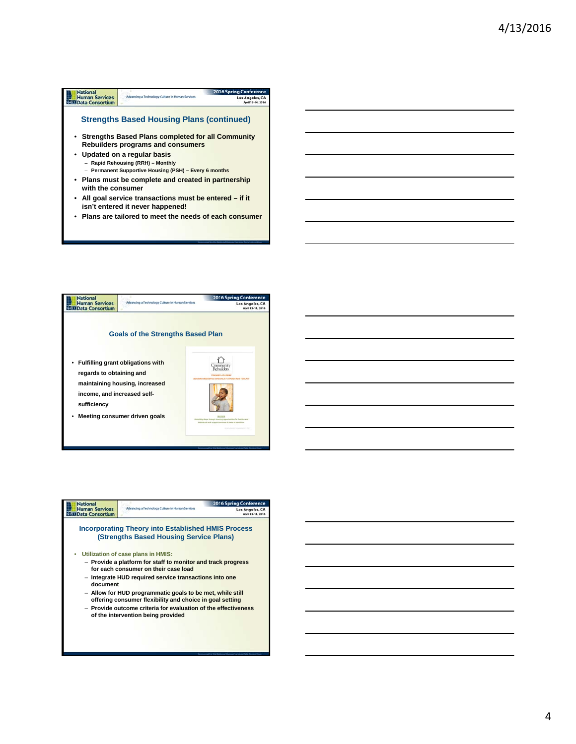## Strengths Based Housing Plans (continued)

- Strengths Based Plans completed for all Community Rebuilders programs and consumers
- Updated on a regular basis
  - Rapid Rehousing (RRH) – Monthly
  - Permanent Supportive Housing (PSH) – Every 6 months
- Plans must be complete and created in partnership with the consumer
- All goal service transactions must be entered – if it isn't entered it never happened!
- Plans are tailored to meet the needs of each consumer

## Goals of the Strengths Based Plan

- Fulfilling grant obligations with regards to obtaining and maintaining housing, increased income, and increased self-sufficiency
- Meeting consumer driven goals

## Incorporating Theory into Established HMIS Process (Strengths Based Housing Service Plans)

- Utilization of case plans in HMIS:
  - Provide a platform for staff to monitor and track progress for each consumer on their case load
  - Integrate HUD required service transactions into one document
  - Allow for HUD programmatic goals to be met, while still offering consumer flexibility and choice in goal setting
  - Provide outcome criteria for evaluation of the effectiveness of the intervention being provided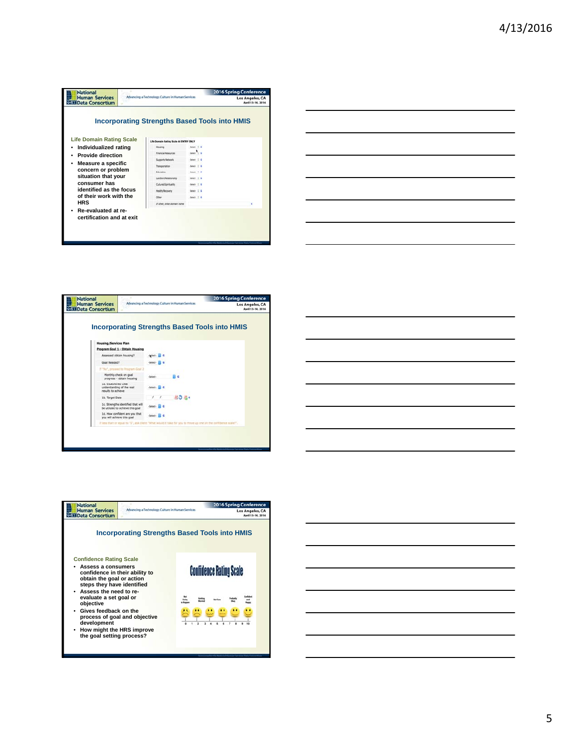## Incorporating Strengths Based Tools into HMIS

**Life Domain Rating Scale**

- Individualized rating
- Provide direction
- Measure a specific concern or problem situation that your consumer has identified as the focus of their work with the HRS
- Re-evaluated at re-certification and at exit

Life Domain Rating Scale At ENTRY ONLY

| | |
|---|---|
| Housing | -Select- |
| Financial Resources | -Select- |
| Supports Network | -Select- |
| Transportation | -Select- |
| Education | -Select- |
| Landlord Relationship | -Select- |
| Cultural/Spirituality | -Select- |
| Health/Recovery | -Select- |
| Other | -Select- |
| If other, enter domain name | |

## Incorporating Strengths Based Tools into HMIS

**Housing/Services Plan**

**Program Goal 1 - Obtain Housing**

| | |
|---|---|
| Assessed obtain housing? | -Select- |
| Goal Needed? | -Select- |
| If "No", proceed to Program Goal 2 | |
| Monthly check on goal progress - obtain housing | -Select- |
| 1a. Established clear understanding of the real results to achieve | -Select- |
| 1b. Target Date | / / |
| 1c. Strengths identified that will be utilized to achieve this goal | -Select- |
| 1d. How confident are you that you will achieve this goal | -Select- |

If less than or equal to "5", ask client "What would it take for you to move up one on the confidence scale?".

## Incorporating Strengths Based Tools into HMIS

**Confidence Rating Scale**

- Assess a consumers confidence in their ability to obtain the goal or action steps they have identified
- Assess the need to re-evaluate a set goal or objective
- Gives feedback on the process of goal and objective development
- How might the HRS improve the goal setting process?

**Confidence Rating Scale**

Not Going to Happen — Getting Worried — Not Sure — Probably Okay — Confident and Happy

0 1 2 3 4 5 6 7 8 9 10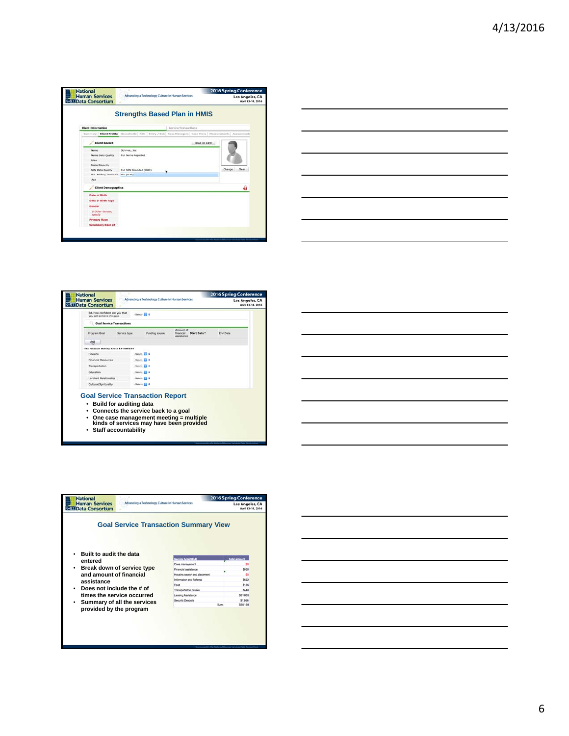## Strengths Based Plan in HMIS

## Goal Service Transaction Report

- Build for auditing data
- Connects the service back to a goal
- One case management meeting = multiple kinds of services may have been provided
- Staff accountability

## Goal Service Transaction Summary View

- Built to audit the data entered
- Break down of service type and amount of financial assistance
- Does not include the # of times the service occurred
- Summary of all the services provided by the program

| Service type(9834) | Total amount |
|---|---|
| Case management | $0 |
| Financial assistance | $650 |
| Housing search and placement | $0 |
| Information and Referral | $622 |
| Food | $155 |
| Transportation passes | $448 |
| Leasing Assistance | $61,865 |
| Security Deposits | $1,866 |
| Sum: | $65,158 |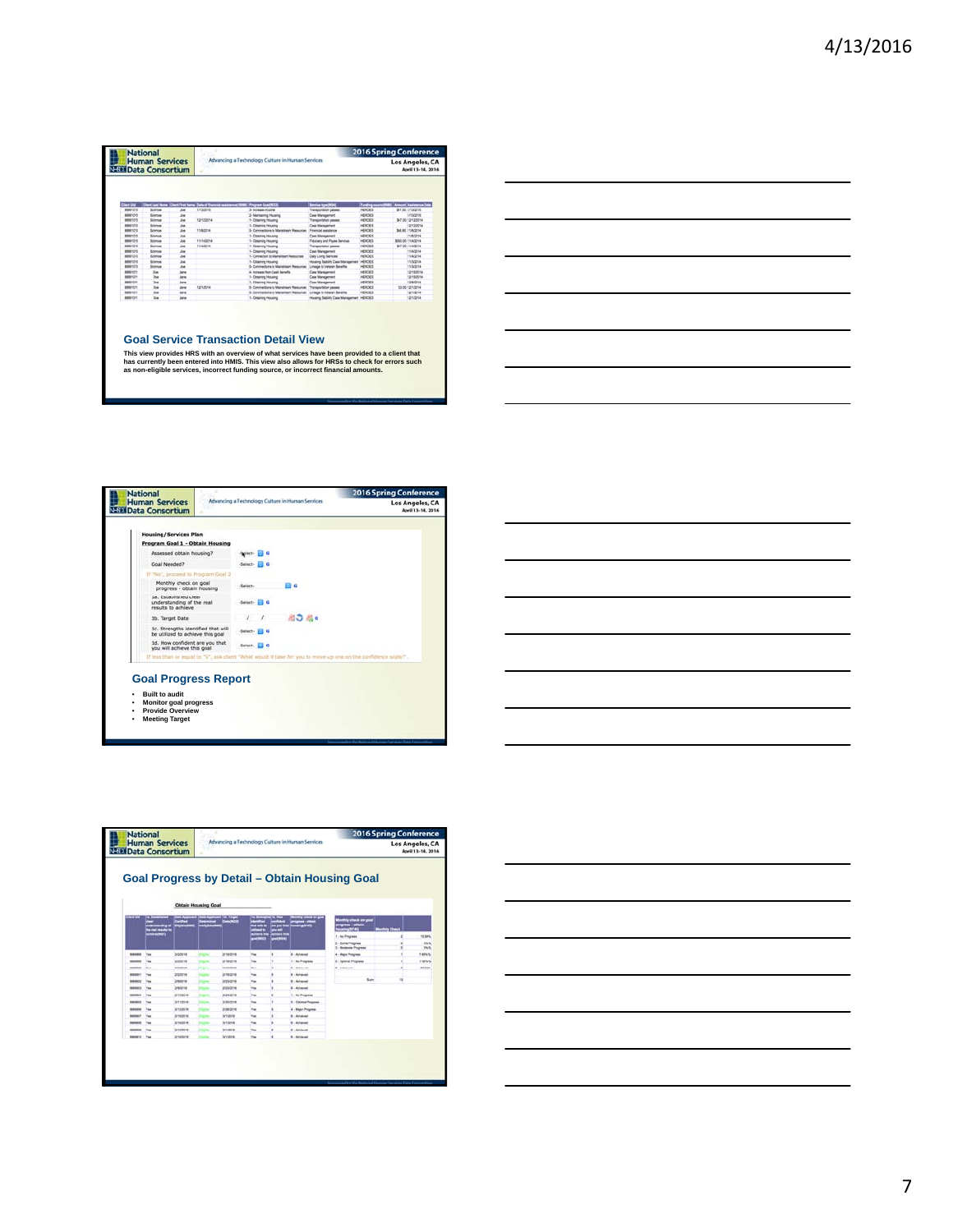## Goal Service Transaction Detail View

This view provides HRS with an overview of what services have been provided to a client that has currently been entered into HMIS. This view also allows for HRSs to check for errors such as non-eligible services, incorrect funding source, or incorrect financial amounts.

## Goal Progress Report

- Built to audit
- Monitor goal progress
- Provide Overview
- Meeting Target

## Goal Progress by Detail – Obtain Housing Goal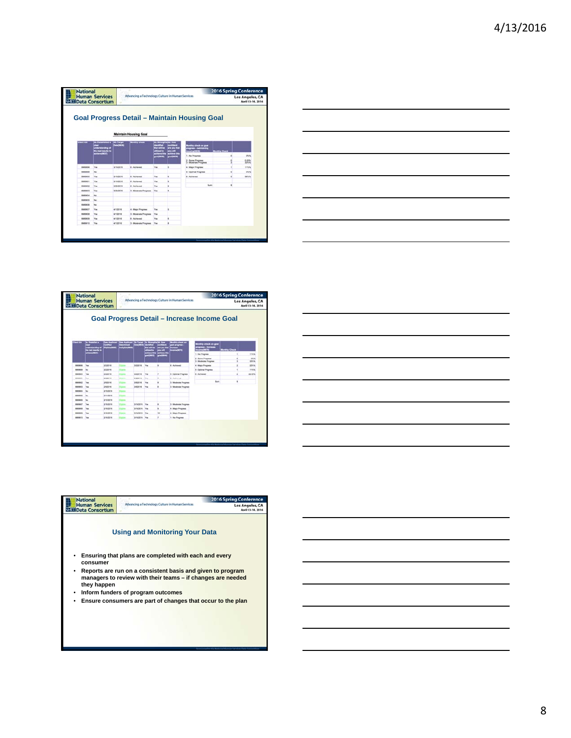## Goal Progress Detail – Maintain Housing Goal

**Maintain Housing Goal**

| Monthly check on goal progress – maintaining housing | Monthly Check | |
|---|---|---|
| 1 - No Progress | 0 | 0% |
| 2 - Some Progress | 0 | 0.00% |
| 3 - Moderate Progress | 3 | 33% |
| 4 - Major Progress | 1 | 11% |
| 5 - Optimal Progress | 0 | 0% |
| 6 - Achieved | 5 | 56% |
| Sum | 9 | |

## Goal Progress Detail – Increase Income Goal

| Monthly check on goal progress – increase income | Monthly Check | |
|---|---|---|
| 1 - No Progress | 1 | 11% |
| 2 - Some Progress | 0 | 0% |
| 3 - Moderate Progress | 3 | 33% |
| 4 - Major Progress | 2 | 22% |
| 5 - Optimal Progress | 1 | 11% |
| 6 - Achieved | 2 | 22.0% |
| Sum | 9 | |

## Using and Monitoring Your Data

- Ensuring that plans are completed with each and every consumer
- Reports are run on a consistent basis and given to program managers to review with their teams – if changes are needed they happen
- Inform funders of program outcomes
- Ensure consumers are part of changes that occur to the plan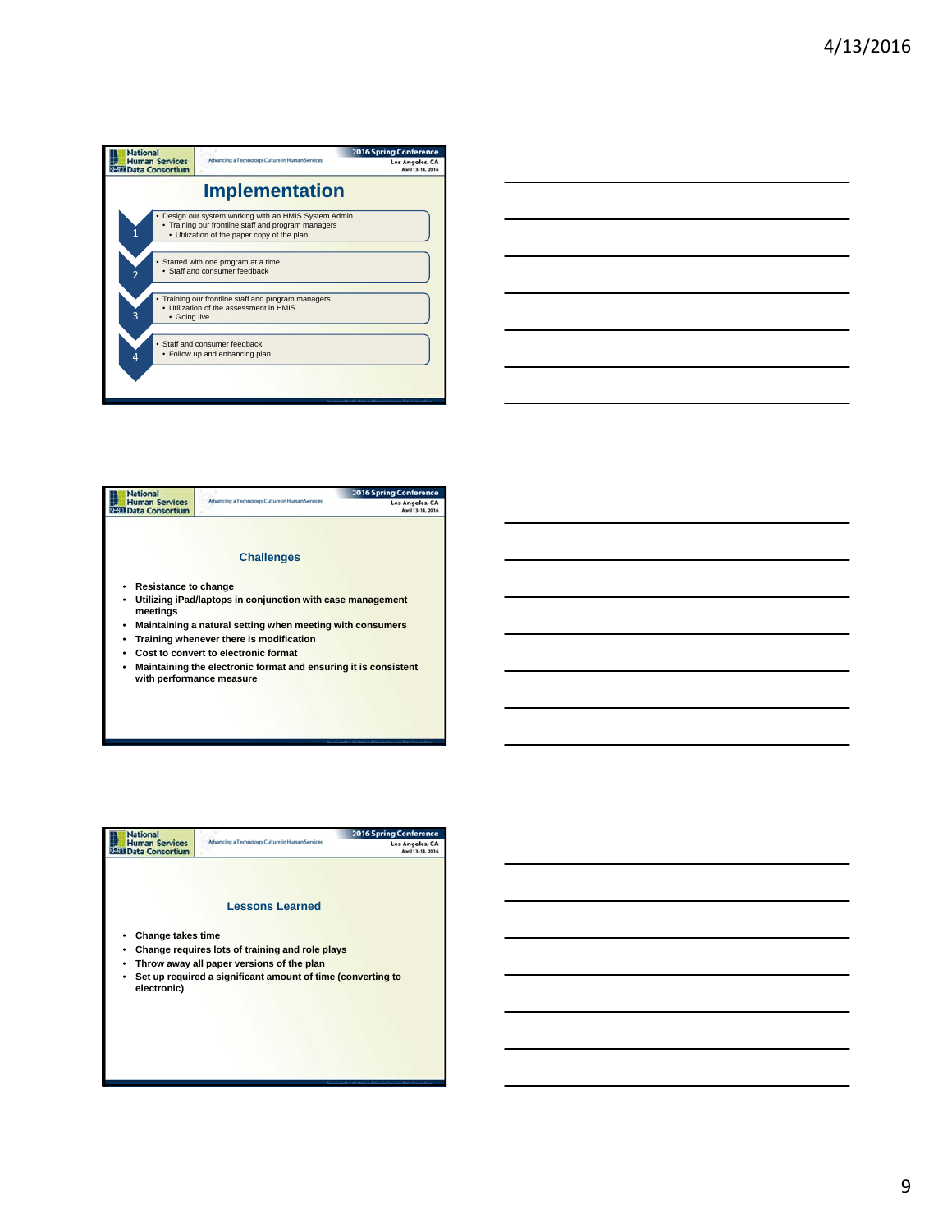## Implementation

1. 
   - Design our system working with an HMIS System Admin
     - Training our frontline staff and program managers
       - Utilization of the paper copy of the plan
2. 
   - Started with one program at a time
     - Staff and consumer feedback
3. 
   - Training our frontline staff and program managers
     - Utilization of the assessment in HMIS
       - Going live
4. 
   - Staff and consumer feedback
     - Follow up and enhancing plan

## Challenges

- **Resistance to change**
- **Utilizing iPad/laptops in conjunction with case management meetings**
- **Maintaining a natural setting when meeting with consumers**
- **Training whenever there is modification**
- **Cost to convert to electronic format**
- **Maintaining the electronic format and ensuring it is consistent with performance measure**

## Lessons Learned

- **Change takes time**
- **Change requires lots of training and role plays**
- **Throw away all paper versions of the plan**
- **Set up required a significant amount of time (converting to electronic)**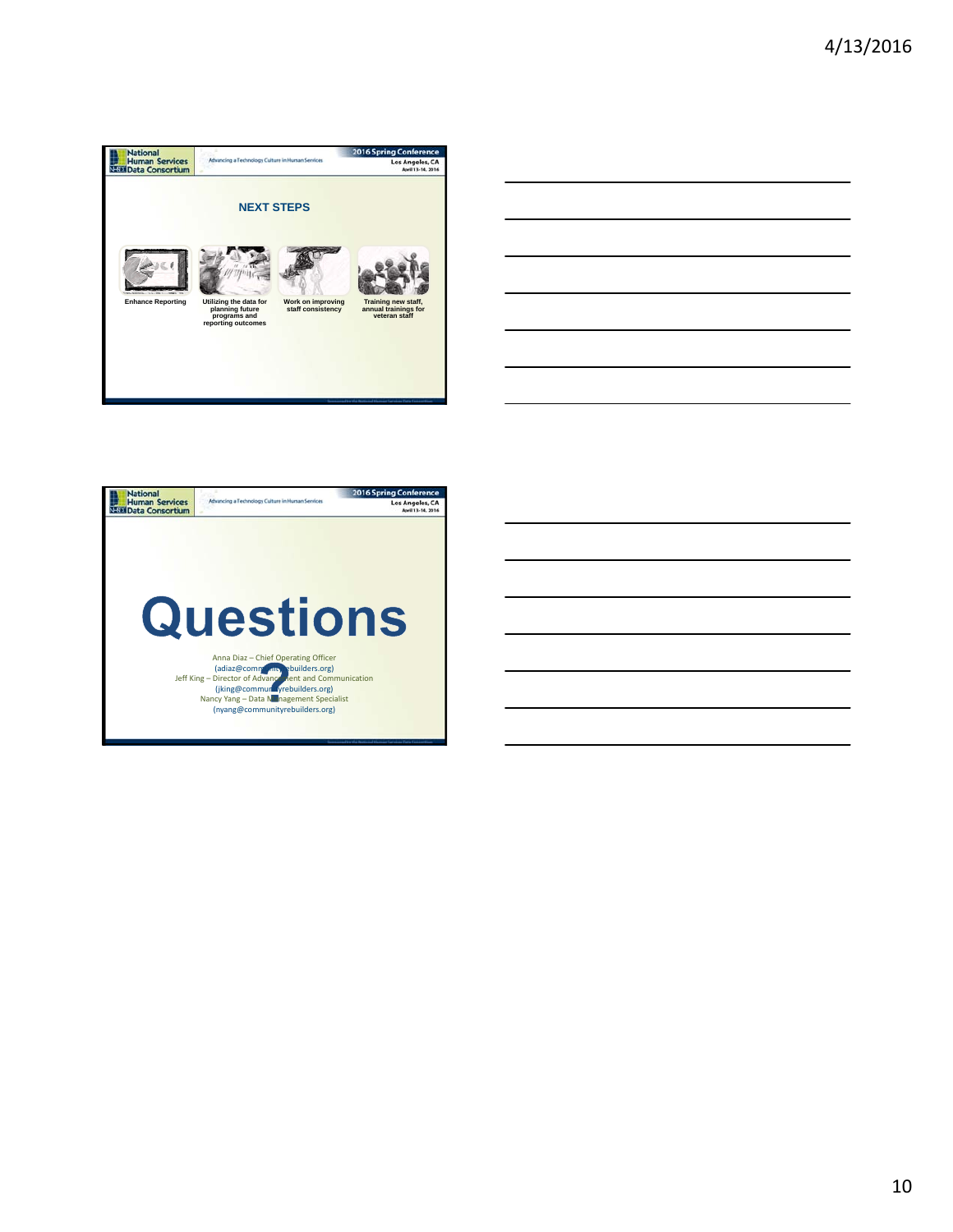## NEXT STEPS

- Enhance Reporting
- Utilizing the data for planning future programs and reporting outcomes
- Work on improving staff consistency
- Training new staff, annual trainings for veteran staff

# Questions

?

Anna Diaz – Chief Operating Officer
(adiaz@communityrebuilders.org)
Jeff King – Director of Advancement and Communication
(jking@communityrebuilders.org)
Nancy Yang – Data Management Specialist
(nyang@communityrebuilders.org)